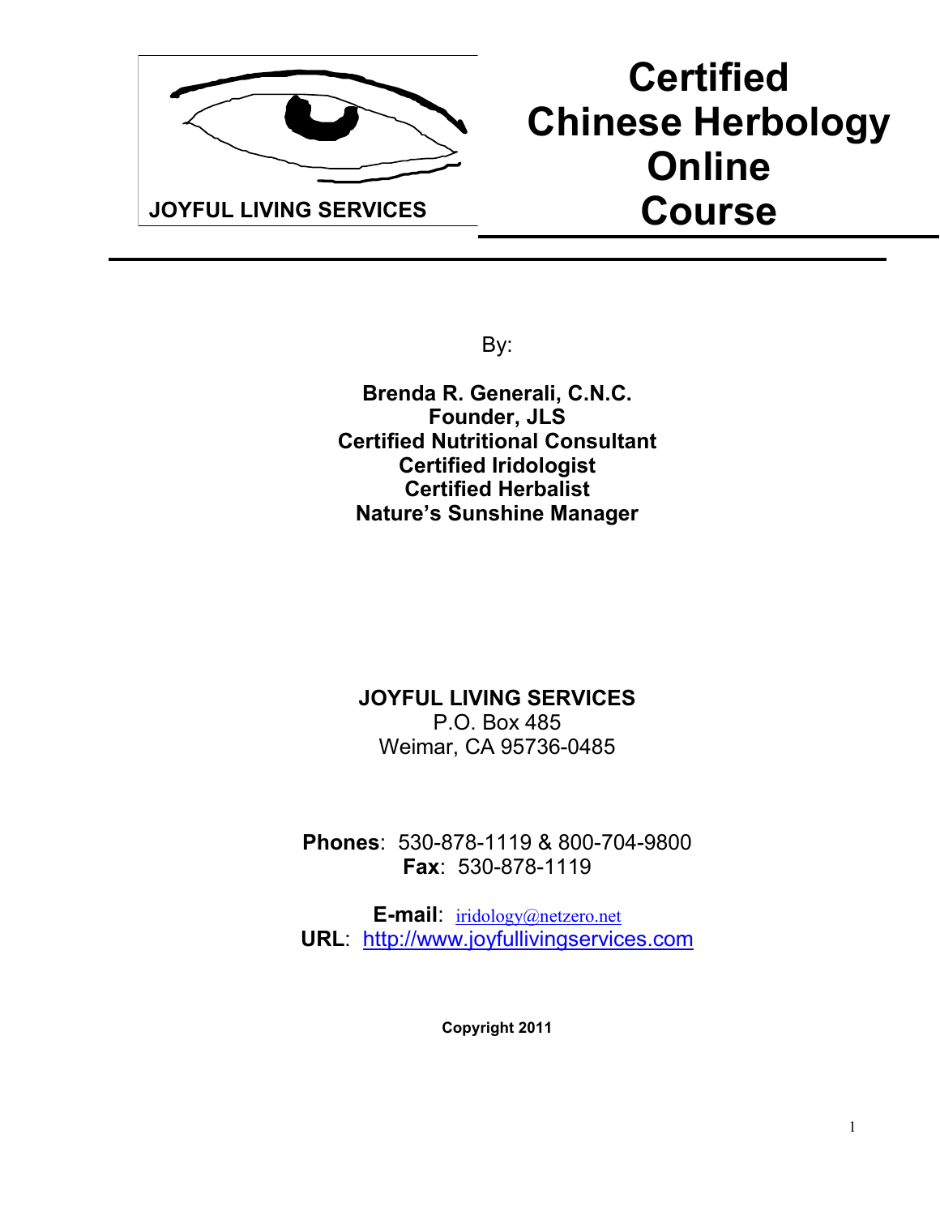JOYFUL LIVING SERVICES

# Certified Chinese Herbology Online Course

By:

**Brenda R. Generali, C.N.C.**
**Founder, JLS**
**Certified Nutritional Consultant**
**Certified Iridologist**
**Certified Herbalist**
**Nature's Sunshine Manager**

**JOYFUL LIVING SERVICES**
P.O. Box 485
Weimar, CA 95736-0485

**Phones**: 530-878-1119 & 800-704-9800
**Fax**: 530-878-1119

**E-mail**: iridology@netzero.net
**URL**: http://www.joyfullivingservices.com

**Copyright 2011**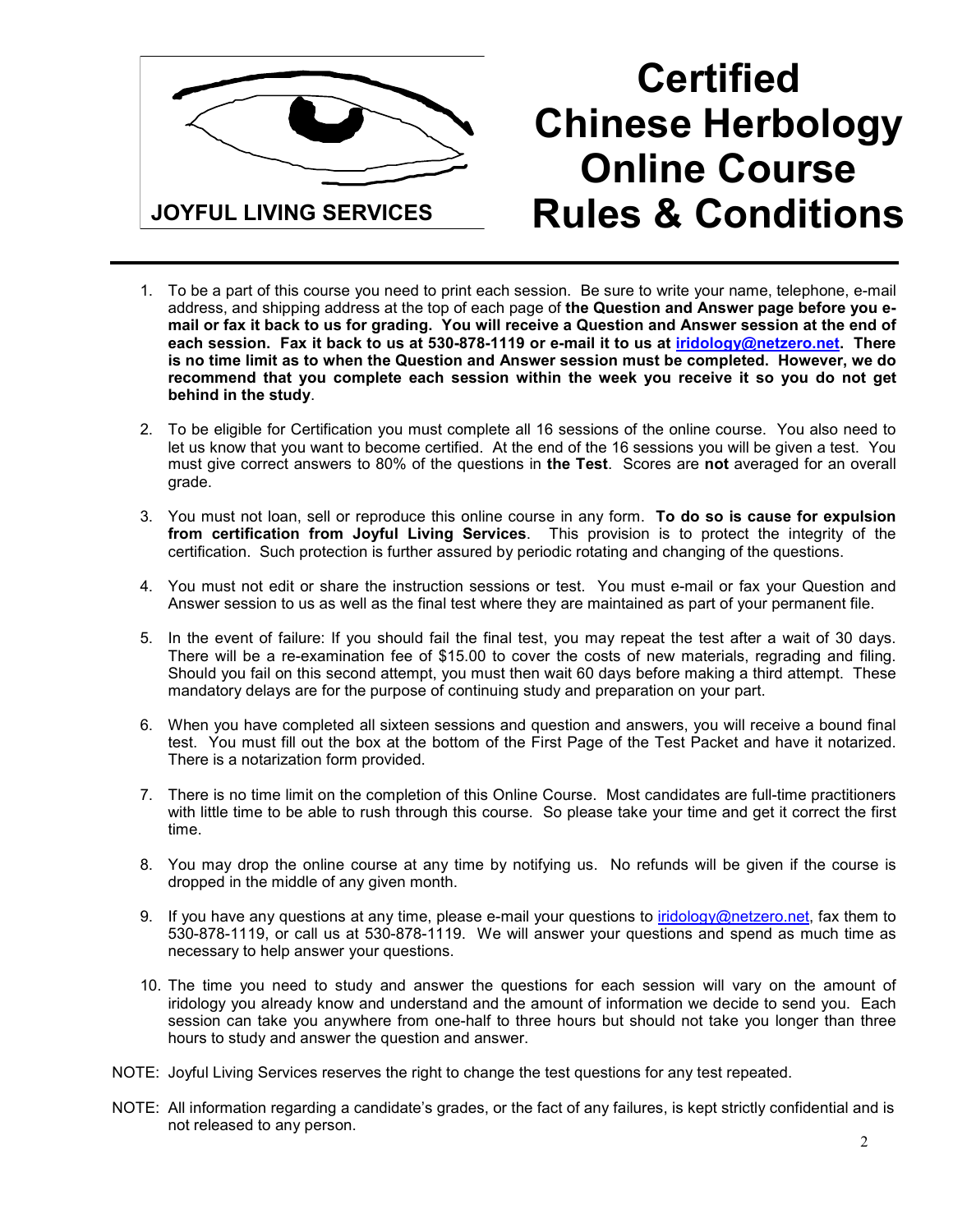JOYFUL LIVING SERVICES

# Certified Chinese Herbology Online Course Rules & Conditions

1. To be a part of this course you need to print each session. Be sure to write your name, telephone, e-mail address, and shipping address at the top of each page of **the Question and Answer page before you e-mail or fax it back to us for grading. You will receive a Question and Answer session at the end of each session. Fax it back to us at 530-878-1119 or e-mail it to us at iridology@netzero.net. There is no time limit as to when the Question and Answer session must be completed. However, we do recommend that you complete each session within the week you receive it so you do not get behind in the study**.

2. To be eligible for Certification you must complete all 16 sessions of the online course. You also need to let us know that you want to become certified. At the end of the 16 sessions you will be given a test. You must give correct answers to 80% of the questions in **the Test**. Scores are **not** averaged for an overall grade.

3. You must not loan, sell or reproduce this online course in any form. **To do so is cause for expulsion from certification from Joyful Living Services**. This provision is to protect the integrity of the certification. Such protection is further assured by periodic rotating and changing of the questions.

4. You must not edit or share the instruction sessions or test. You must e-mail or fax your Question and Answer session to us as well as the final test where they are maintained as part of your permanent file.

5. In the event of failure: If you should fail the final test, you may repeat the test after a wait of 30 days. There will be a re-examination fee of $15.00 to cover the costs of new materials, regrading and filing. Should you fail on this second attempt, you must then wait 60 days before making a third attempt. These mandatory delays are for the purpose of continuing study and preparation on your part.

6. When you have completed all sixteen sessions and question and answers, you will receive a bound final test. You must fill out the box at the bottom of the First Page of the Test Packet and have it notarized. There is a notarization form provided.

7. There is no time limit on the completion of this Online Course. Most candidates are full-time practitioners with little time to be able to rush through this course. So please take your time and get it correct the first time.

8. You may drop the online course at any time by notifying us. No refunds will be given if the course is dropped in the middle of any given month.

9. If you have any questions at any time, please e-mail your questions to iridology@netzero.net, fax them to 530-878-1119, or call us at 530-878-1119. We will answer your questions and spend as much time as necessary to help answer your questions.

10. The time you need to study and answer the questions for each session will vary on the amount of iridology you already know and understand and the amount of information we decide to send you. Each session can take you anywhere from one-half to three hours but should not take you longer than three hours to study and answer the question and answer.

NOTE: Joyful Living Services reserves the right to change the test questions for any test repeated.

NOTE: All information regarding a candidate's grades, or the fact of any failures, is kept strictly confidential and is not released to any person.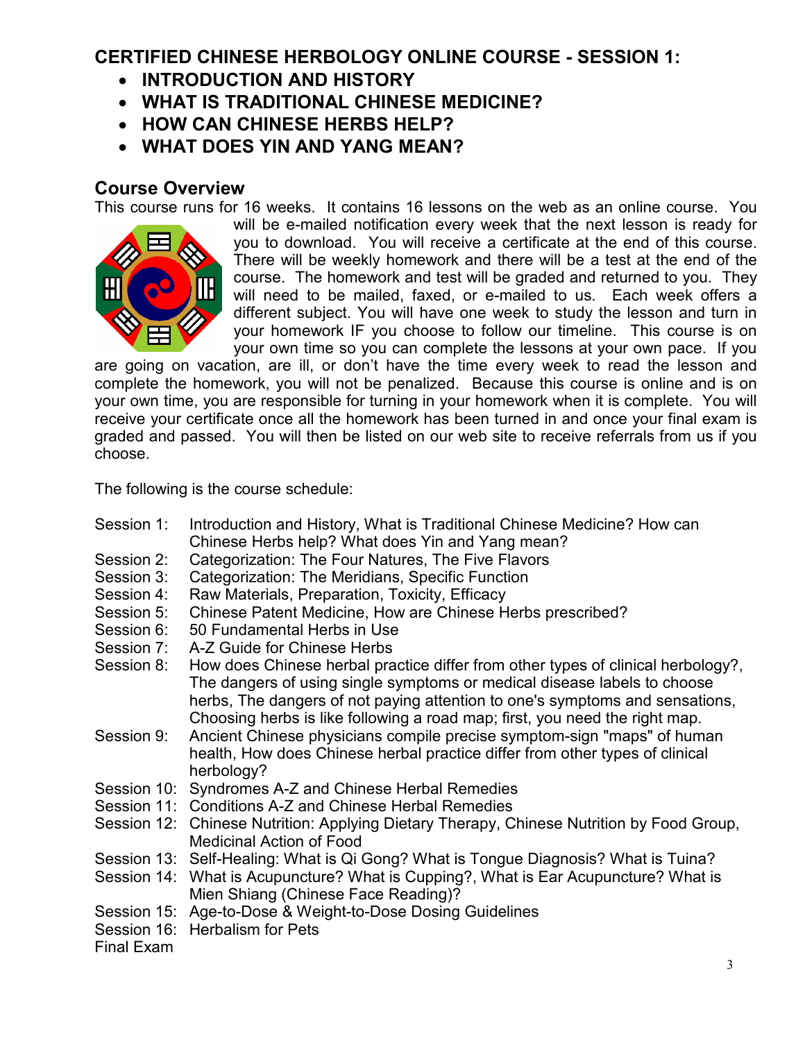# CERTIFIED CHINESE HERBOLOGY ONLINE COURSE - SESSION 1:

- **INTRODUCTION AND HISTORY**
- **WHAT IS TRADITIONAL CHINESE MEDICINE?**
- **HOW CAN CHINESE HERBS HELP?**
- **WHAT DOES YIN AND YANG MEAN?**

## Course Overview

This course runs for 16 weeks. It contains 16 lessons on the web as an online course. You will be e-mailed notification every week that the next lesson is ready for you to download. You will receive a certificate at the end of this course. There will be weekly homework and there will be a test at the end of the course. The homework and test will be graded and returned to you. They will need to be mailed, faxed, or e-mailed to us. Each week offers a different subject. You will have one week to study the lesson and turn in your homework IF you choose to follow our timeline. This course is on your own time so you can complete the lessons at your own pace. If you are going on vacation, are ill, or don't have the time every week to read the lesson and complete the homework, you will not be penalized. Because this course is online and is on your own time, you are responsible for turning in your homework when it is complete. You will receive your certificate once all the homework has been turned in and once your final exam is graded and passed. You will then be listed on our web site to receive referrals from us if you choose.

The following is the course schedule:

- Session 1: Introduction and History, What is Traditional Chinese Medicine? How can Chinese Herbs help? What does Yin and Yang mean?
- Session 2: Categorization: The Four Natures, The Five Flavors
- Session 3: Categorization: The Meridians, Specific Function
- Session 4: Raw Materials, Preparation, Toxicity, Efficacy
- Session 5: Chinese Patent Medicine, How are Chinese Herbs prescribed?
- Session 6: 50 Fundamental Herbs in Use
- Session 7: A-Z Guide for Chinese Herbs
- Session 8: How does Chinese herbal practice differ from other types of clinical herbology?, The dangers of using single symptoms or medical disease labels to choose herbs, The dangers of not paying attention to one's symptoms and sensations, Choosing herbs is like following a road map; first, you need the right map.
- Session 9: Ancient Chinese physicians compile precise symptom-sign "maps" of human health, How does Chinese herbal practice differ from other types of clinical herbology?
- Session 10: Syndromes A-Z and Chinese Herbal Remedies
- Session 11: Conditions A-Z and Chinese Herbal Remedies
- Session 12: Chinese Nutrition: Applying Dietary Therapy, Chinese Nutrition by Food Group, Medicinal Action of Food
- Session 13: Self-Healing: What is Qi Gong? What is Tongue Diagnosis? What is Tuina?
- Session 14: What is Acupuncture? What is Cupping?, What is Ear Acupuncture? What is Mien Shiang (Chinese Face Reading)?
- Session 15: Age-to-Dose & Weight-to-Dose Dosing Guidelines
- Session 16: Herbalism for Pets

Final Exam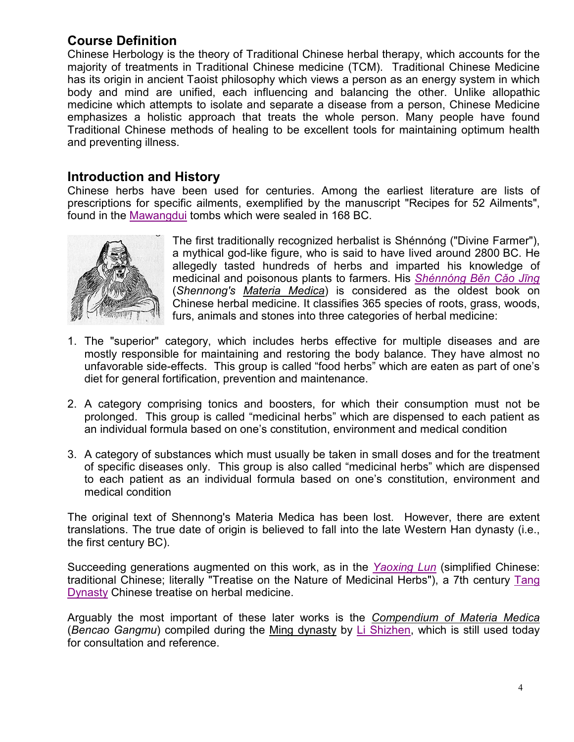## Course Definition

Chinese Herbology is the theory of Traditional Chinese herbal therapy, which accounts for the majority of treatments in Traditional Chinese medicine (TCM). Traditional Chinese Medicine has its origin in ancient Taoist philosophy which views a person as an energy system in which body and mind are unified, each influencing and balancing the other. Unlike allopathic medicine which attempts to isolate and separate a disease from a person, Chinese Medicine emphasizes a holistic approach that treats the whole person. Many people have found Traditional Chinese methods of healing to be excellent tools for maintaining optimum health and preventing illness.

## Introduction and History

Chinese herbs have been used for centuries. Among the earliest literature are lists of prescriptions for specific ailments, exemplified by the manuscript "Recipes for 52 Ailments", found in the Mawangdui tombs which were sealed in 168 BC.

The first traditionally recognized herbalist is Shénnóng ("Divine Farmer"), a mythical god-like figure, who is said to have lived around 2800 BC. He allegedly tasted hundreds of herbs and imparted his knowledge of medicinal and poisonous plants to farmers. His *Shénnóng Běn Cǎo Jīng* (*Shennong's Materia Medica*) is considered as the oldest book on Chinese herbal medicine. It classifies 365 species of roots, grass, woods, furs, animals and stones into three categories of herbal medicine:

1. The "superior" category, which includes herbs effective for multiple diseases and are mostly responsible for maintaining and restoring the body balance. They have almost no unfavorable side-effects. This group is called "food herbs" which are eaten as part of one's diet for general fortification, prevention and maintenance.

2. A category comprising tonics and boosters, for which their consumption must not be prolonged. This group is called "medicinal herbs" which are dispensed to each patient as an individual formula based on one's constitution, environment and medical condition

3. A category of substances which must usually be taken in small doses and for the treatment of specific diseases only. This group is also called "medicinal herbs" which are dispensed to each patient as an individual formula based on one's constitution, environment and medical condition

The original text of Shennong's Materia Medica has been lost. However, there are extent translations. The true date of origin is believed to fall into the late Western Han dynasty (i.e., the first century BC).

Succeeding generations augmented on this work, as in the *Yaoxing Lun* (simplified Chinese: traditional Chinese; literally "Treatise on the Nature of Medicinal Herbs"), a 7th century Tang Dynasty Chinese treatise on herbal medicine.

Arguably the most important of these later works is the *Compendium of Materia Medica* (*Bencao Gangmu*) compiled during the Ming dynasty by Li Shizhen, which is still used today for consultation and reference.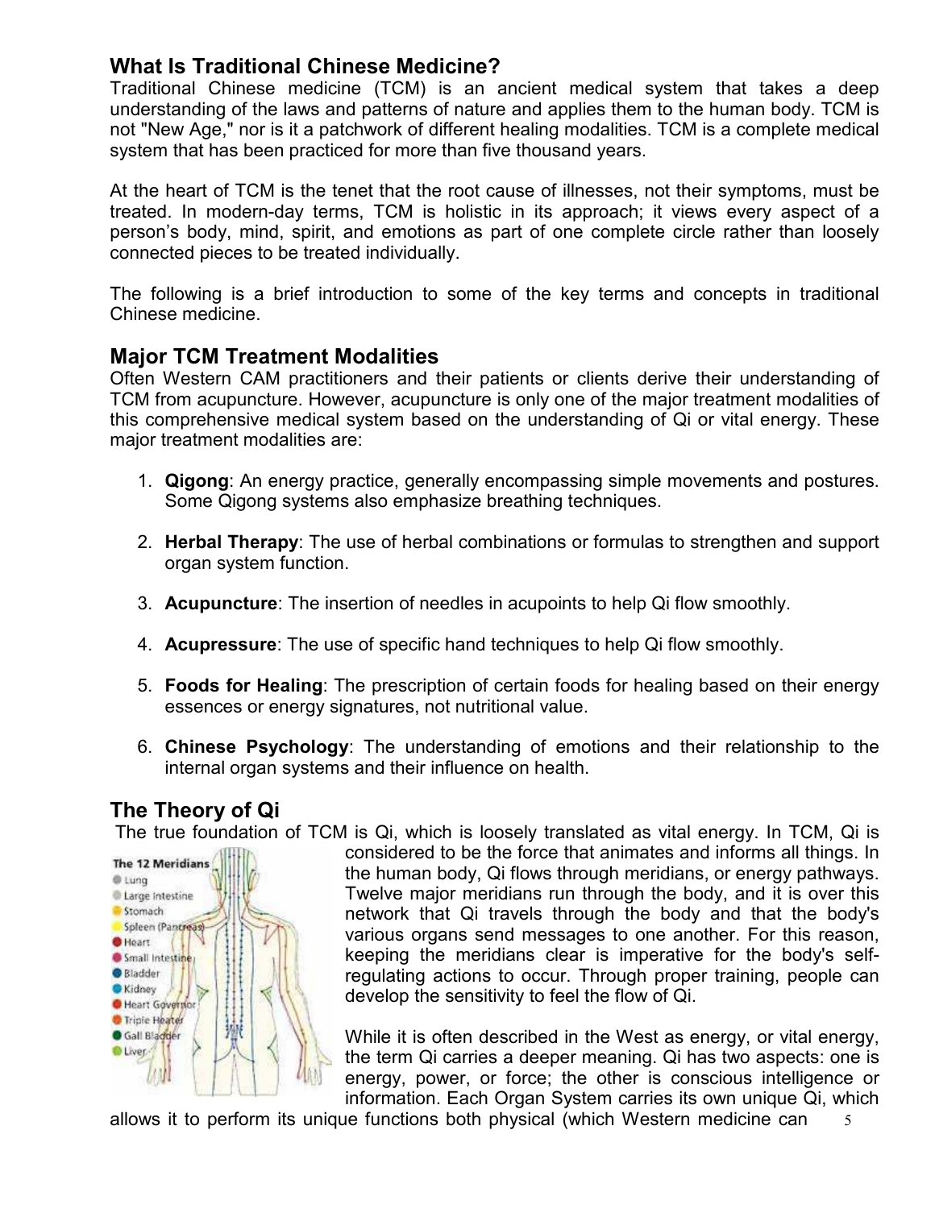## What Is Traditional Chinese Medicine?

Traditional Chinese medicine (TCM) is an ancient medical system that takes a deep understanding of the laws and patterns of nature and applies them to the human body. TCM is not "New Age," nor is it a patchwork of different healing modalities. TCM is a complete medical system that has been practiced for more than five thousand years.

At the heart of TCM is the tenet that the root cause of illnesses, not their symptoms, must be treated. In modern-day terms, TCM is holistic in its approach; it views every aspect of a person's body, mind, spirit, and emotions as part of one complete circle rather than loosely connected pieces to be treated individually.

The following is a brief introduction to some of the key terms and concepts in traditional Chinese medicine.

## Major TCM Treatment Modalities

Often Western CAM practitioners and their patients or clients derive their understanding of TCM from acupuncture. However, acupuncture is only one of the major treatment modalities of this comprehensive medical system based on the understanding of Qi or vital energy. These major treatment modalities are:

1. **Qigong**: An energy practice, generally encompassing simple movements and postures. Some Qigong systems also emphasize breathing techniques.

2. **Herbal Therapy**: The use of herbal combinations or formulas to strengthen and support organ system function.

3. **Acupuncture**: The insertion of needles in acupoints to help Qi flow smoothly.

4. **Acupressure**: The use of specific hand techniques to help Qi flow smoothly.

5. **Foods for Healing**: The prescription of certain foods for healing based on their energy essences or energy signatures, not nutritional value.

6. **Chinese Psychology**: The understanding of emotions and their relationship to the internal organ systems and their influence on health.

## The Theory of Qi

The true foundation of TCM is Qi, which is loosely translated as vital energy. In TCM, Qi is considered to be the force that animates and informs all things. In the human body, Qi flows through meridians, or energy pathways. Twelve major meridians run through the body, and it is over this network that Qi travels through the body and that the body's various organs send messages to one another. For this reason, keeping the meridians clear is imperative for the body's self-regulating actions to occur. Through proper training, people can develop the sensitivity to feel the flow of Qi.

The 12 Meridians: Lung, Large Intestine, Stomach, Spleen (Pancreas), Heart, Small Intestine, Bladder, Kidney, Heart Governor, Triple Heater, Gall Bladder, Liver

While it is often described in the West as energy, or vital energy, the term Qi carries a deeper meaning. Qi has two aspects: one is energy, power, or force; the other is conscious intelligence or information. Each Organ System carries its own unique Qi, which allows it to perform its unique functions both physical (which Western medicine can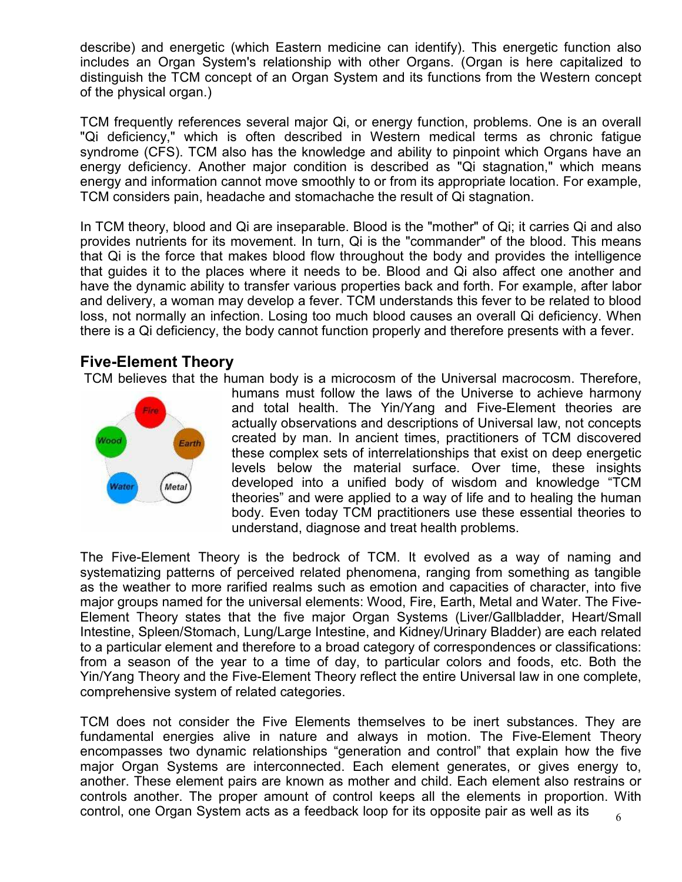describe) and energetic (which Eastern medicine can identify). This energetic function also includes an Organ System's relationship with other Organs. (Organ is here capitalized to distinguish the TCM concept of an Organ System and its functions from the Western concept of the physical organ.)

TCM frequently references several major Qi, or energy function, problems. One is an overall "Qi deficiency," which is often described in Western medical terms as chronic fatigue syndrome (CFS). TCM also has the knowledge and ability to pinpoint which Organs have an energy deficiency. Another major condition is described as "Qi stagnation," which means energy and information cannot move smoothly to or from its appropriate location. For example, TCM considers pain, headache and stomachache the result of Qi stagnation.

In TCM theory, blood and Qi are inseparable. Blood is the "mother" of Qi; it carries Qi and also provides nutrients for its movement. In turn, Qi is the "commander" of the blood. This means that Qi is the force that makes blood flow throughout the body and provides the intelligence that guides it to the places where it needs to be. Blood and Qi also affect one another and have the dynamic ability to transfer various properties back and forth. For example, after labor and delivery, a woman may develop a fever. TCM understands this fever to be related to blood loss, not normally an infection. Losing too much blood causes an overall Qi deficiency. When there is a Qi deficiency, the body cannot function properly and therefore presents with a fever.

## Five-Element Theory

TCM believes that the human body is a microcosm of the Universal macrocosm. Therefore, humans must follow the laws of the Universe to achieve harmony and total health. The Yin/Yang and Five-Element theories are actually observations and descriptions of Universal law, not concepts created by man. In ancient times, practitioners of TCM discovered these complex sets of interrelationships that exist on deep energetic levels below the material surface. Over time, these insights developed into a unified body of wisdom and knowledge "TCM theories" and were applied to a way of life and to healing the human body. Even today TCM practitioners use these essential theories to understand, diagnose and treat health problems.

The Five-Element Theory is the bedrock of TCM. It evolved as a way of naming and systematizing patterns of perceived related phenomena, ranging from something as tangible as the weather to more rarified realms such as emotion and capacities of character, into five major groups named for the universal elements: Wood, Fire, Earth, Metal and Water. The Five-Element Theory states that the five major Organ Systems (Liver/Gallbladder, Heart/Small Intestine, Spleen/Stomach, Lung/Large Intestine, and Kidney/Urinary Bladder) are each related to a particular element and therefore to a broad category of correspondences or classifications: from a season of the year to a time of day, to particular colors and foods, etc. Both the Yin/Yang Theory and the Five-Element Theory reflect the entire Universal law in one complete, comprehensive system of related categories.

TCM does not consider the Five Elements themselves to be inert substances. They are fundamental energies alive in nature and always in motion. The Five-Element Theory encompasses two dynamic relationships "generation and control" that explain how the five major Organ Systems are interconnected. Each element generates, or gives energy to, another. These element pairs are known as mother and child. Each element also restrains or controls another. The proper amount of control keeps all the elements in proportion. With control, one Organ System acts as a feedback loop for its opposite pair as well as its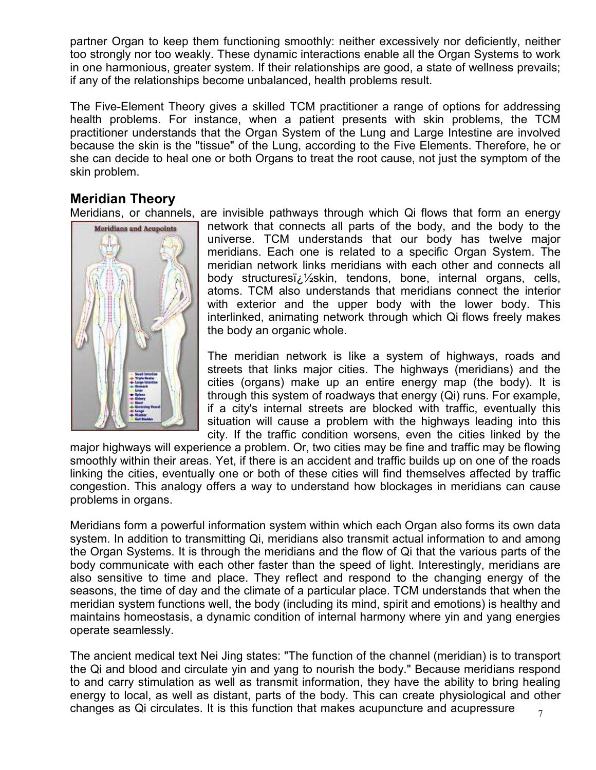partner Organ to keep them functioning smoothly: neither excessively nor deficiently, neither too strongly nor too weakly. These dynamic interactions enable all the Organ Systems to work in one harmonious, greater system. If their relationships are good, a state of wellness prevails; if any of the relationships become unbalanced, health problems result.

The Five-Element Theory gives a skilled TCM practitioner a range of options for addressing health problems. For instance, when a patient presents with skin problems, the TCM practitioner understands that the Organ System of the Lung and Large Intestine are involved because the skin is the "tissue" of the Lung, according to the Five Elements. Therefore, he or she can decide to heal one or both Organs to treat the root cause, not just the symptom of the skin problem.

## Meridian Theory

Meridians, or channels, are invisible pathways through which Qi flows that form an energy network that connects all parts of the body, and the body to the universe. TCM understands that our body has twelve major meridians. Each one is related to a specific Organ System. The meridian network links meridians with each other and connects all body structuresï¿½skin, tendons, bone, internal organs, cells, atoms. TCM also understands that meridians connect the interior with exterior and the upper body with the lower body. This interlinked, animating network through which Qi flows freely makes the body an organic whole.

The meridian network is like a system of highways, roads and streets that links major cities. The highways (meridians) and the cities (organs) make up an entire energy map (the body). It is through this system of roadways that energy (Qi) runs. For example, if a city's internal streets are blocked with traffic, eventually this situation will cause a problem with the highways leading into this city. If the traffic condition worsens, even the cities linked by the major highways will experience a problem. Or, two cities may be fine and traffic may be flowing smoothly within their areas. Yet, if there is an accident and traffic builds up on one of the roads linking the cities, eventually one or both of these cities will find themselves affected by traffic congestion. This analogy offers a way to understand how blockages in meridians can cause problems in organs.

Meridians form a powerful information system within which each Organ also forms its own data system. In addition to transmitting Qi, meridians also transmit actual information to and among the Organ Systems. It is through the meridians and the flow of Qi that the various parts of the body communicate with each other faster than the speed of light. Interestingly, meridians are also sensitive to time and place. They reflect and respond to the changing energy of the seasons, the time of day and the climate of a particular place. TCM understands that when the meridian system functions well, the body (including its mind, spirit and emotions) is healthy and maintains homeostasis, a dynamic condition of internal harmony where yin and yang energies operate seamlessly.

The ancient medical text Nei Jing states: "The function of the channel (meridian) is to transport the Qi and blood and circulate yin and yang to nourish the body." Because meridians respond to and carry stimulation as well as transmit information, they have the ability to bring healing energy to local, as well as distant, parts of the body. This can create physiological and other changes as Qi circulates. It is this function that makes acupuncture and acupressure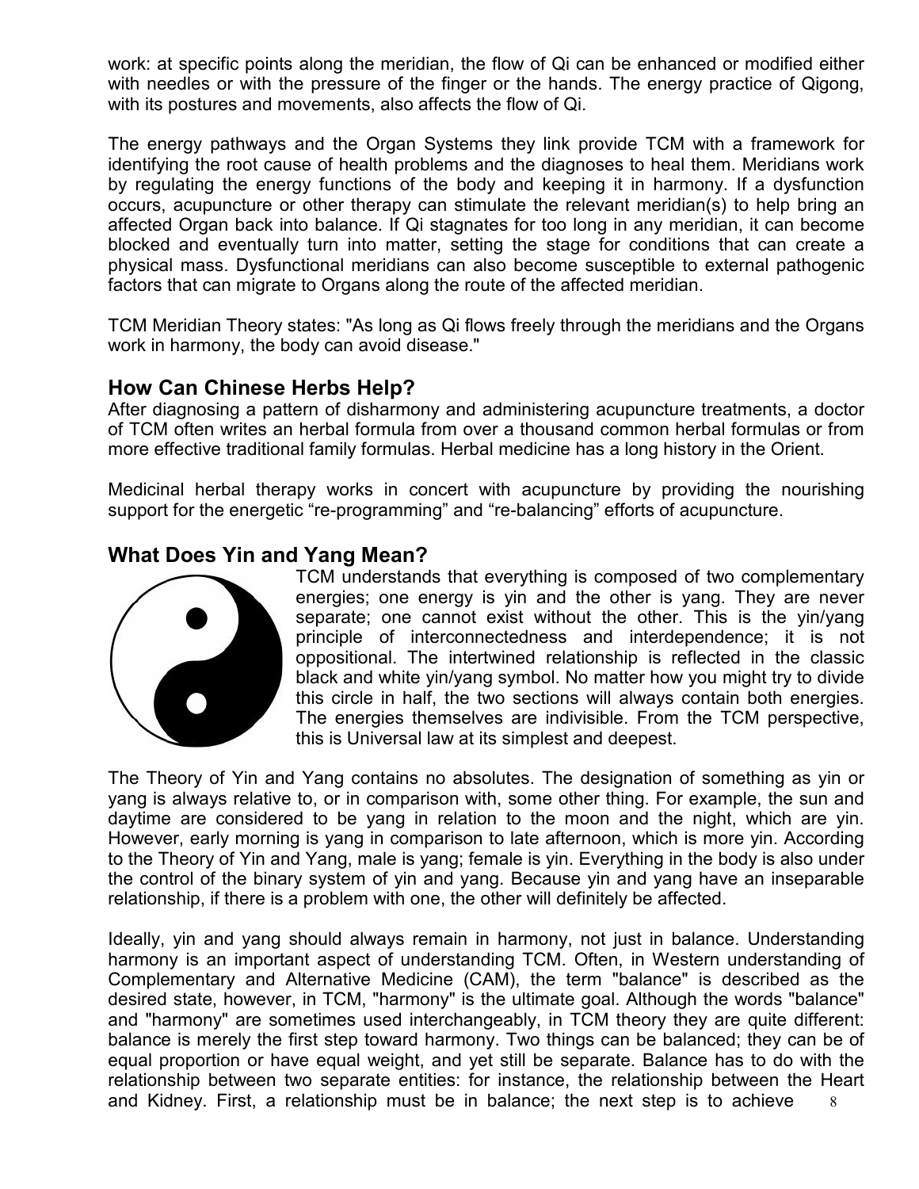work: at specific points along the meridian, the flow of Qi can be enhanced or modified either with needles or with the pressure of the finger or the hands. The energy practice of Qigong, with its postures and movements, also affects the flow of Qi.

The energy pathways and the Organ Systems they link provide TCM with a framework for identifying the root cause of health problems and the diagnoses to heal them. Meridians work by regulating the energy functions of the body and keeping it in harmony. If a dysfunction occurs, acupuncture or other therapy can stimulate the relevant meridian(s) to help bring an affected Organ back into balance. If Qi stagnates for too long in any meridian, it can become blocked and eventually turn into matter, setting the stage for conditions that can create a physical mass. Dysfunctional meridians can also become susceptible to external pathogenic factors that can migrate to Organs along the route of the affected meridian.

TCM Meridian Theory states: "As long as Qi flows freely through the meridians and the Organs work in harmony, the body can avoid disease."

## How Can Chinese Herbs Help?

After diagnosing a pattern of disharmony and administering acupuncture treatments, a doctor of TCM often writes an herbal formula from over a thousand common herbal formulas or from more effective traditional family formulas. Herbal medicine has a long history in the Orient.

Medicinal herbal therapy works in concert with acupuncture by providing the nourishing support for the energetic “re-programming” and “re-balancing” efforts of acupuncture.

## What Does Yin and Yang Mean?

TCM understands that everything is composed of two complementary energies; one energy is yin and the other is yang. They are never separate; one cannot exist without the other. This is the yin/yang principle of interconnectedness and interdependence; it is not oppositional. The intertwined relationship is reflected in the classic black and white yin/yang symbol. No matter how you might try to divide this circle in half, the two sections will always contain both energies. The energies themselves are indivisible. From the TCM perspective, this is Universal law at its simplest and deepest.

The Theory of Yin and Yang contains no absolutes. The designation of something as yin or yang is always relative to, or in comparison with, some other thing. For example, the sun and daytime are considered to be yang in relation to the moon and the night, which are yin. However, early morning is yang in comparison to late afternoon, which is more yin. According to the Theory of Yin and Yang, male is yang; female is yin. Everything in the body is also under the control of the binary system of yin and yang. Because yin and yang have an inseparable relationship, if there is a problem with one, the other will definitely be affected.

Ideally, yin and yang should always remain in harmony, not just in balance. Understanding harmony is an important aspect of understanding TCM. Often, in Western understanding of Complementary and Alternative Medicine (CAM), the term "balance" is described as the desired state, however, in TCM, "harmony" is the ultimate goal. Although the words "balance" and "harmony" are sometimes used interchangeably, in TCM theory they are quite different: balance is merely the first step toward harmony. Two things can be balanced; they can be of equal proportion or have equal weight, and yet still be separate. Balance has to do with the relationship between two separate entities: for instance, the relationship between the Heart and Kidney. First, a relationship must be in balance; the next step is to achieve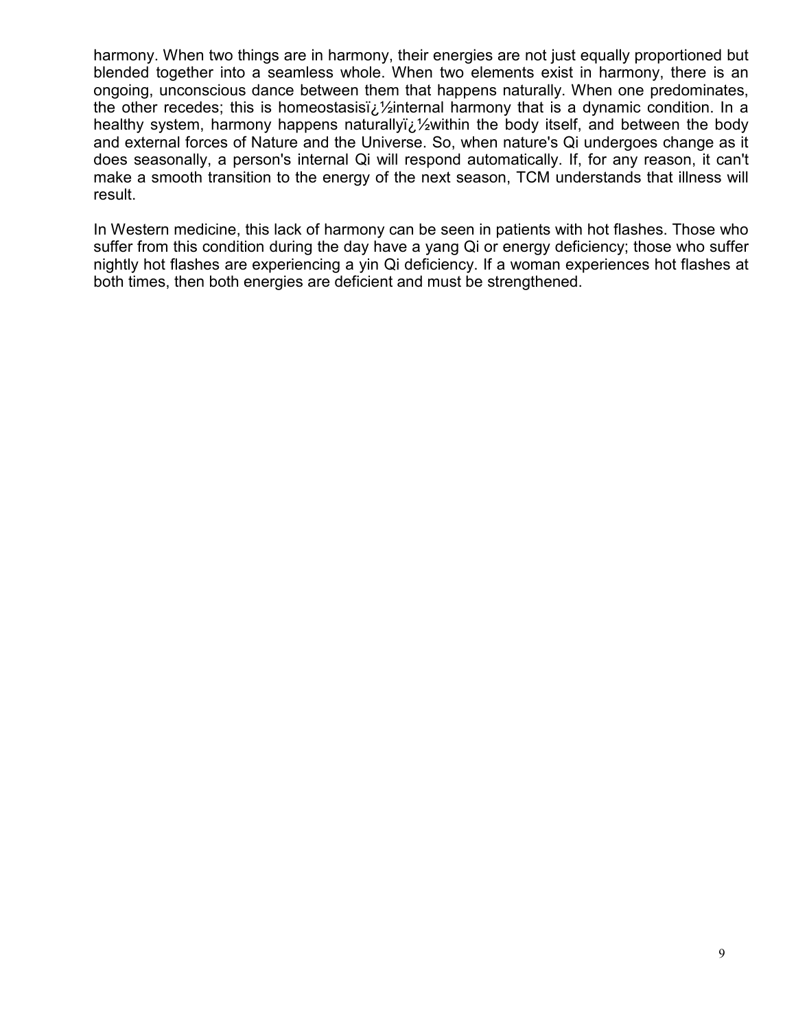harmony. When two things are in harmony, their energies are not just equally proportioned but blended together into a seamless whole. When two elements exist in harmony, there is an ongoing, unconscious dance between them that happens naturally. When one predominates, the other recedes; this is homeostasisï¿½internal harmony that is a dynamic condition. In a healthy system, harmony happens naturallyï¿½within the body itself, and between the body and external forces of Nature and the Universe. So, when nature's Qi undergoes change as it does seasonally, a person's internal Qi will respond automatically. If, for any reason, it can't make a smooth transition to the energy of the next season, TCM understands that illness will result.

In Western medicine, this lack of harmony can be seen in patients with hot flashes. Those who suffer from this condition during the day have a yang Qi or energy deficiency; those who suffer nightly hot flashes are experiencing a yin Qi deficiency. If a woman experiences hot flashes at both times, then both energies are deficient and must be strengthened.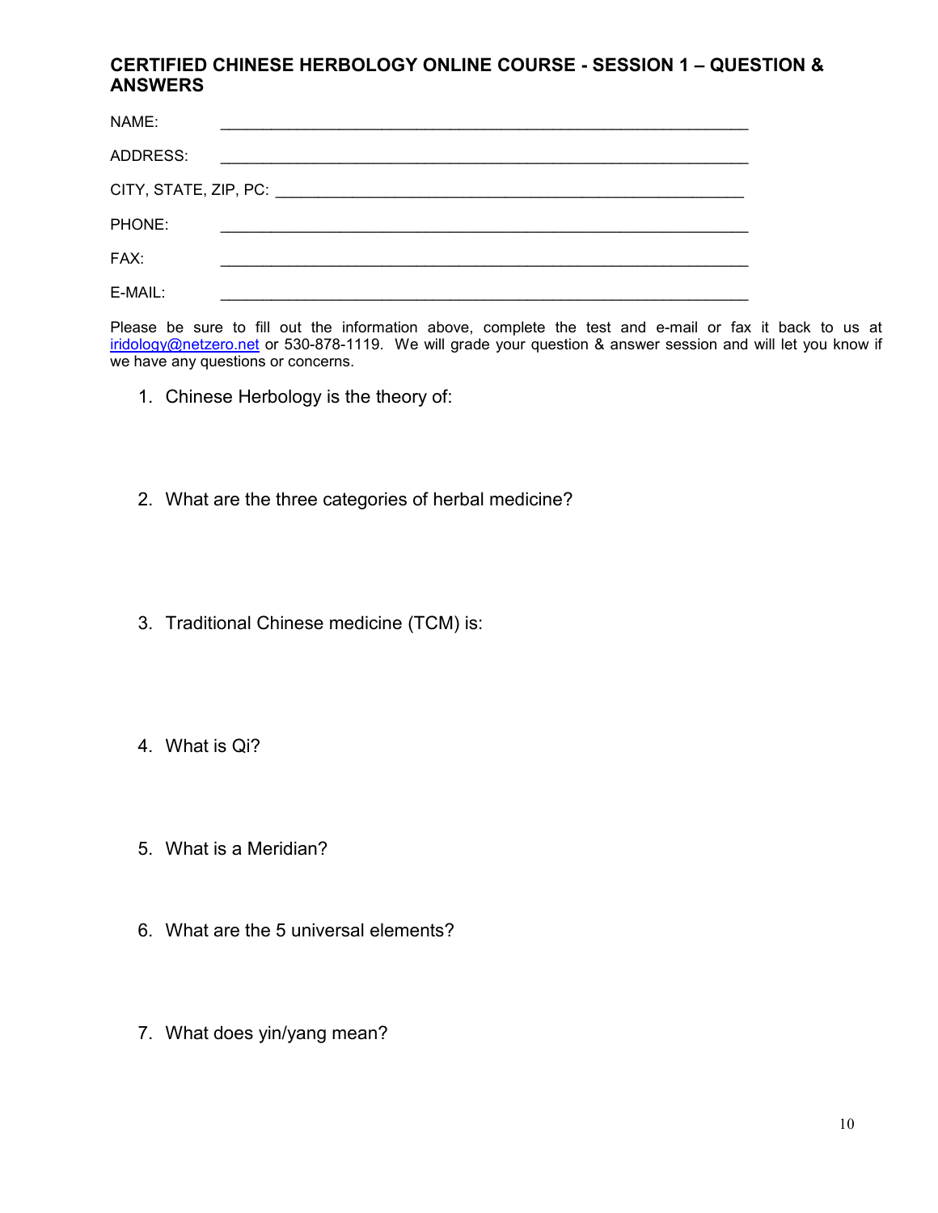## CERTIFIED CHINESE HERBOLOGY ONLINE COURSE - SESSION 1 – QUESTION & ANSWERS

NAME: ____________________________________________________________

ADDRESS: ____________________________________________________________

CITY, STATE, ZIP, PC: ______________________________________________________

PHONE: ____________________________________________________________

FAX: ____________________________________________________________

E-MAIL: ____________________________________________________________

Please be sure to fill out the information above, complete the test and e-mail or fax it back to us at iridology@netzero.net or 530-878-1119. We will grade your question & answer session and will let you know if we have any questions or concerns.

1. Chinese Herbology is the theory of:

2. What are the three categories of herbal medicine?

3. Traditional Chinese medicine (TCM) is:

4. What is Qi?

5. What is a Meridian?

6. What are the 5 universal elements?

7. What does yin/yang mean?